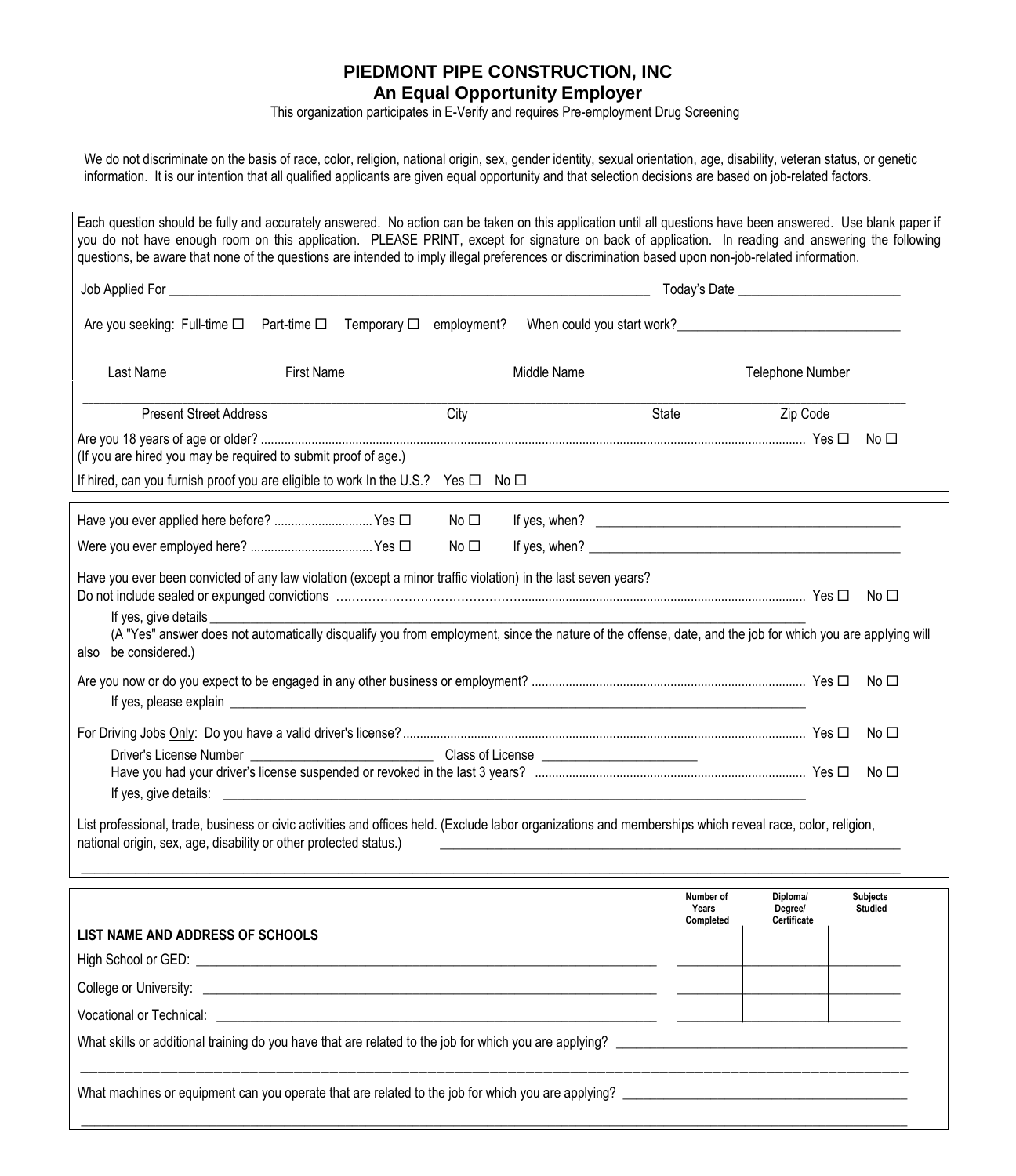# PIEDMONT PIPE CONSTRUCTION, INC

## An Equal Opportunity Employer

This organization participates in E-Verify and requires Pre-employment Drug Screening

We do not discriminate on the basis of race, color, religion, national origin, sex, gender identity, sexual orientation, age, disability, veteran status, or genetic information. It is our intention that all qualified applicants are given equal opportunity and that selection decisions are based on job-related factors.

Each question should be fully and accurately answered. No action can be taken on this application until all questions have been answered. Use blank paper if you do not have enough room on this application. PLEASE PRINT, except for signature on back of application. In reading and answering the following questions, be aware that none of the questions are intended to imply illegal preferences or discrimination based upon non-job-related information.

Job Applied For ________________________________________ Today's Date ____________________

Are you seeking: Full-time ☐ Part-time ☐ Temporary ☐ employment? When could you start work? ____________________

______________________________________________________________ ____________________

Last Name First Name Middle Name Telephone Number

______________________________________________________________________________

Present Street Address City State Zip Code

Are you 18 years of age or older? ........................................ Yes ☐ No ☐

(If you are hired you may be required to submit proof of age.)

If hired, can you furnish proof you are eligible to work In the U.S.? Yes ☐ No ☐

---

Have you ever applied here before? .................... Yes ☐ No ☐ If yes, when? ____________________

Were you ever employed here? .......................... Yes ☐ No ☐ If yes, when? ____________________

Have you ever been convicted of any law violation (except a minor traffic violation) in the last seven years?
Do not include sealed or expunged convictions ........................................ Yes ☐ No ☐

If yes, give details ________________________________________

(A "Yes" answer does not automatically disqualify you from employment, since the nature of the offense, date, and the job for which you are applying will also be considered.)

Are you now or do you expect to be engaged in any other business or employment? .................... Yes ☐ No ☐

If yes, please explain ________________________________________

For Driving Jobs Only: Do you have a valid driver's license? .................... Yes ☐ No ☐

Driver's License Number ____________________ Class of License ____________________

Have you had your driver's license suspended or revoked in the last 3 years? .................... Yes ☐ No ☐

If yes, give details: ________________________________________

List professional, trade, business or civic activities and offices held. (Exclude labor organizations and memberships which reveal race, color, religion, national origin, sex, age, disability or other protected status.) ________________________________________

______________________________________________________________________________

---

| LIST NAME AND ADDRESS OF SCHOOLS | Number of Years Completed | Diploma/ Degree/ Certificate | Subjects Studied |
|---|---|---|---|
| High School or GED: ____________________ | | | |
| College or University: ____________________ | | | |
| Vocational or Technical: ____________________ | | | |

What skills or additional training do you have that are related to the job for which you are applying? ____________________

______________________________________________________________________________

What machines or equipment can you operate that are related to the job for which you are applying? ____________________

______________________________________________________________________________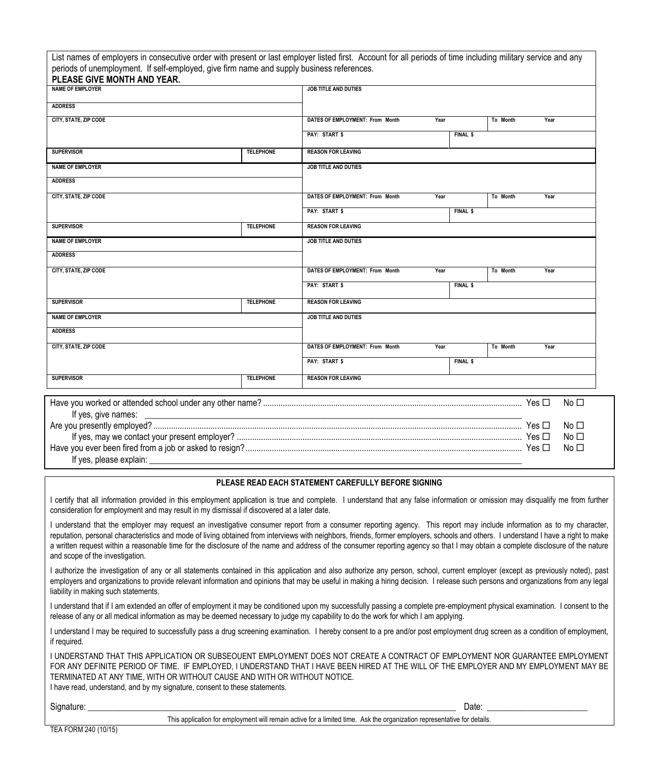List names of employers in consecutive order with present or last employer listed first. Account for all periods of time including military service and any periods of unemployment. If self-employed, give firm name and supply business references.

**PLEASE GIVE MONTH AND YEAR.**

| | | | | |
|---|---|---|---|---|
| NAME OF EMPLOYER | | JOB TITLE AND DUTIES | | |
| ADDRESS | | | | |
| CITY, STATE, ZIP CODE | | DATES OF EMPLOYMENT: From Month Year | | To Month Year |
| | | PAY: START $ | FINAL $ | |
| SUPERVISOR | TELEPHONE | REASON FOR LEAVING | | |
| NAME OF EMPLOYER | | JOB TITLE AND DUTIES | | |
| ADDRESS | | | | |
| CITY, STATE, ZIP CODE | | DATES OF EMPLOYMENT: From Month Year | | To Month Year |
| | | PAY: START $ | FINAL $ | |
| SUPERVISOR | TELEPHONE | REASON FOR LEAVING | | |
| NAME OF EMPLOYER | | JOB TITLE AND DUTIES | | |
| ADDRESS | | | | |
| CITY, STATE, ZIP CODE | | DATES OF EMPLOYMENT: From Month Year | | To Month Year |
| | | PAY: START $ | FINAL $ | |
| SUPERVISOR | TELEPHONE | REASON FOR LEAVING | | |
| NAME OF EMPLOYER | | JOB TITLE AND DUTIES | | |
| ADDRESS | | | | |
| CITY, STATE, ZIP CODE | | DATES OF EMPLOYMENT: From Month Year | | To Month Year |
| | | PAY: START $ | FINAL $ | |
| SUPERVISOR | TELEPHONE | REASON FOR LEAVING | | |

Have you worked or attended school under any other name? .......... Yes ☐ No ☐

If yes, give names: ____________________

Are you presently employed? .......... Yes ☐ No ☐

If yes, may we contact your present employer? .......... Yes ☐ No ☐

Have you ever been fired from a job or asked to resign? .......... Yes ☐ No ☐

If yes, please explain: ____________________

**PLEASE READ EACH STATEMENT CAREFULLY BEFORE SIGNING**

I certify that all information provided in this employment application is true and complete. I understand that any false information or omission may disqualify me from further consideration for employment and may result in my dismissal if discovered at a later date.

I understand that the employer may request an investigative consumer report from a consumer reporting agency. This report may include information as to my character, reputation, personal characteristics and mode of living obtained from interviews with neighbors, friends, former employers, schools and others. I understand I have a right to make a written request within a reasonable time for the disclosure of the name and address of the consumer reporting agency so that I may obtain a complete disclosure of the nature and scope of the investigation.

I authorize the investigation of any or all statements contained in this application and also authorize any person, school, current employer (except as previously noted), past employers and organizations to provide relevant information and opinions that may be useful in making a hiring decision. I release such persons and organizations from any legal liability in making such statements.

I understand that if I am extended an offer of employment it may be conditioned upon my successfully passing a complete pre-employment physical examination. I consent to the release of any or all medical information as may be deemed necessary to judge my capability to do the work for which I am applying.

I understand I may be required to successfully pass a drug screening examination. I hereby consent to a pre and/or post employment drug screen as a condition of employment, if required.

I UNDERSTAND THAT THIS APPLICATION OR SUBSEOUENT EMPLOYMENT DOES NOT CREATE A CONTRACT OF EMPLOYMENT NOR GUARANTEE EMPLOYMENT FOR ANY DEFINITE PERIOD OF TIME. IF EMPLOYED, I UNDERSTAND THAT I HAVE BEEN HIRED AT THE WILL OF THE EMPLOYER AND MY EMPLOYMENT MAY BE TERMINATED AT ANY TIME, WITH OR WITHOUT CAUSE AND WITH OR WITHOUT NOTICE.

I have read, understand, and by my signature, consent to these statements.

Signature: ____________________ Date: ____________________

This application for employment will remain active for a limited time. Ask the organization representative for details.

TEA FORM 240 (10/15)